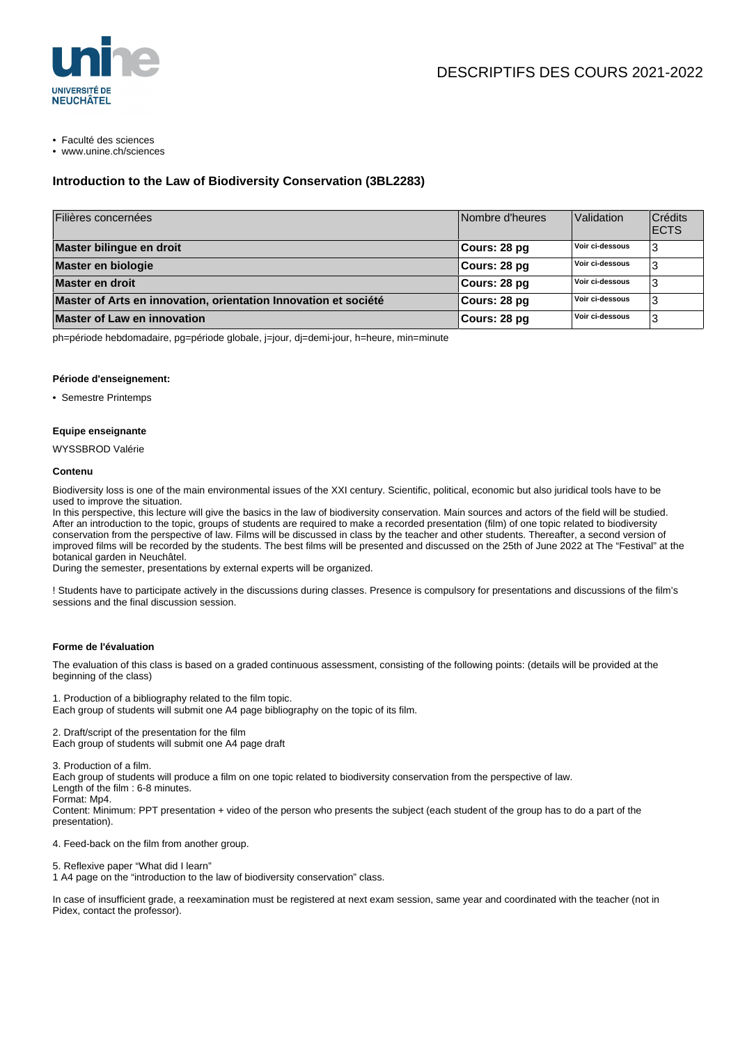DESCRIPTIFS DES COURS 2021-2022

- Faculté des sciences
- www.unine.ch/sciences

## Introduction to the Law of Biodiversity Conservation (3BL2283)

| Filières concernées | Nombre d'heures | Validation | Crédits ECTS |
|---|---|---|---|
| **Master bilingue en droit** | **Cours: 28 pg** | **Voir ci-dessous** | 3 |
| **Master en biologie** | **Cours: 28 pg** | **Voir ci-dessous** | 3 |
| **Master en droit** | **Cours: 28 pg** | **Voir ci-dessous** | 3 |
| **Master of Arts en innovation, orientation Innovation et société** | **Cours: 28 pg** | **Voir ci-dessous** | 3 |
| **Master of Law en innovation** | **Cours: 28 pg** | **Voir ci-dessous** | 3 |

ph=période hebdomadaire, pg=période globale, j=jour, dj=demi-jour, h=heure, min=minute

#### Période d'enseignement:

- Semestre Printemps

#### Equipe enseignante

WYSSBROD Valérie

#### Contenu

Biodiversity loss is one of the main environmental issues of the XXI century. Scientific, political, economic but also juridical tools have to be used to improve the situation.
In this perspective, this lecture will give the basics in the law of biodiversity conservation. Main sources and actors of the field will be studied. After an introduction to the topic, groups of students are required to make a recorded presentation (film) of one topic related to biodiversity conservation from the perspective of law. Films will be discussed in class by the teacher and other students. Thereafter, a second version of improved films will be recorded by the students. The best films will be presented and discussed on the 25th of June 2022 at The "Festival" at the botanical garden in Neuchâtel.
During the semester, presentations by external experts will be organized.

! Students have to participate actively in the discussions during classes. Presence is compulsory for presentations and discussions of the film's sessions and the final discussion session.

#### Forme de l'évaluation

The evaluation of this class is based on a graded continuous assessment, consisting of the following points: (details will be provided at the beginning of the class)

1. Production of a bibliography related to the film topic.
Each group of students will submit one A4 page bibliography on the topic of its film.

2. Draft/script of the presentation for the film
Each group of students will submit one A4 page draft

3. Production of a film.
Each group of students will produce a film on one topic related to biodiversity conservation from the perspective of law.
Length of the film : 6-8 minutes.
Format: Mp4.
Content: Minimum: PPT presentation + video of the person who presents the subject (each student of the group has to do a part of the presentation).

4. Feed-back on the film from another group.

5. Reflexive paper "What did I learn"
1 A4 page on the "introduction to the law of biodiversity conservation" class.

In case of insufficient grade, a reexamination must be registered at next exam session, same year and coordinated with the teacher (not in Pidex, contact the professor).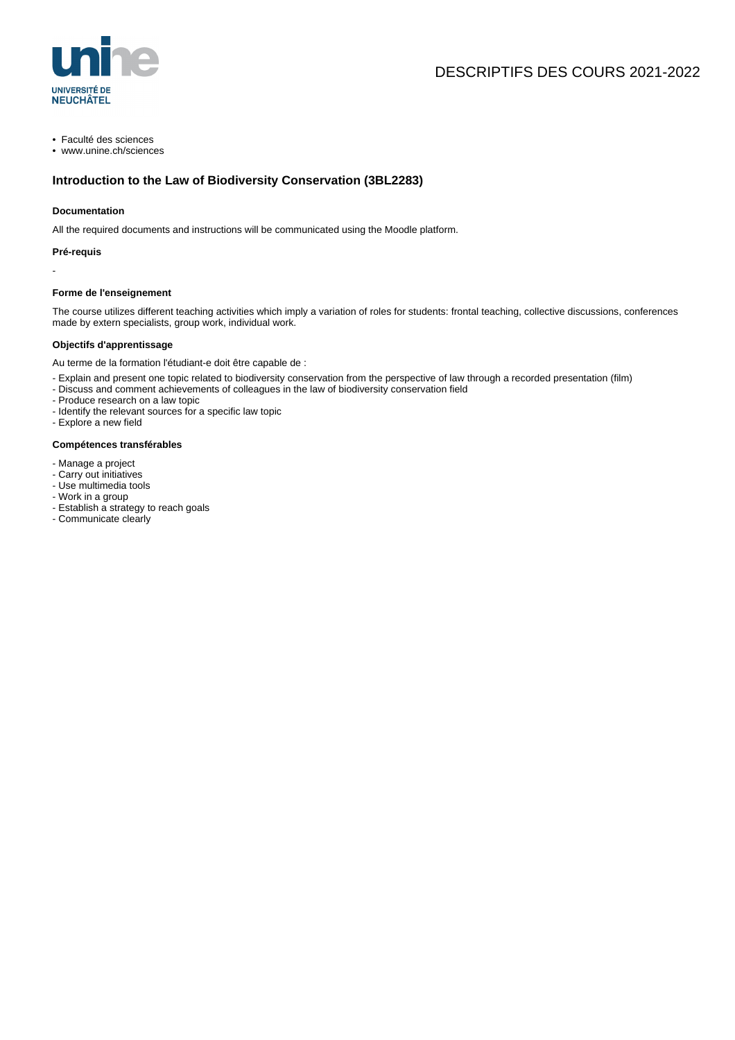- Faculté des sciences
- www.unine.ch/sciences

## Introduction to the Law of Biodiversity Conservation (3BL2283)

#### Documentation

All the required documents and instructions will be communicated using the Moodle platform.

#### Pré-requis

-

#### Forme de l'enseignement

The course utilizes different teaching activities which imply a variation of roles for students: frontal teaching, collective discussions, conferences made by extern specialists, group work, individual work.

#### Objectifs d'apprentissage

Au terme de la formation l'étudiant-e doit être capable de :

- Explain and present one topic related to biodiversity conservation from the perspective of law through a recorded presentation (film)
- Discuss and comment achievements of colleagues in the law of biodiversity conservation field
- Produce research on a law topic
- Identify the relevant sources for a specific law topic
- Explore a new field

#### Compétences transférables

- Manage a project
- Carry out initiatives
- Use multimedia tools
- Work in a group
- Establish a strategy to reach goals
- Communicate clearly